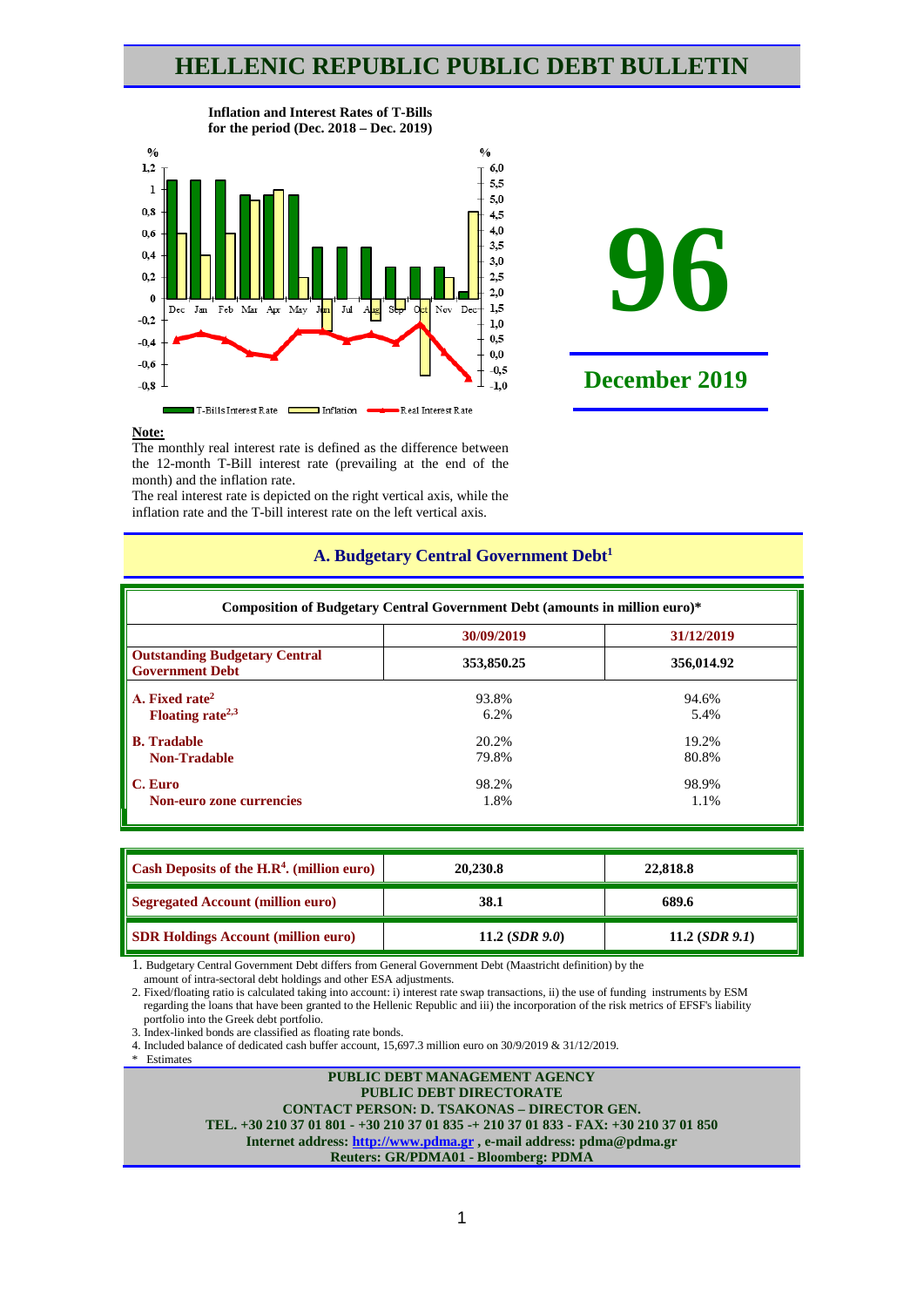# HELLENIC REPUBLIC PUBLIC DEBT BULLETIN

**Inflation and Interest Rates of T-Bills for the period (Dec. 2018 – Dec. 2019)**

**96**

**December 2019**

**Note:**

The monthly real interest rate is defined as the difference between the 12-month T-Bill interest rate (prevailing at the end of the month) and the inflation rate.

The real interest rate is depicted on the right vertical axis, while the inflation rate and the T-bill interest rate on the left vertical axis.

## A. Budgetary Central Government Debt[1]

| Composition of Budgetary Central Government Debt (amounts in million euro)* | | |
|---|---|---|
| | **30/09/2019** | **31/12/2019** |
| **Outstanding Budgetary Central Government Debt** | **353,850.25** | **356,014.92** |
| **A. Fixed rate[2]** | 93.8% | 94.6% |
| **Floating rate[2,3]** | 6.2% | 5.4% |
| **B. Tradable** | 20.2% | 19.2% |
| **Non-Tradable** | 79.8% | 80.8% |
| **C. Euro** | 98.2% | 98.9% |
| **Non-euro zone currencies** | 1.8% | 1.1% |

| | | |
|---|---|---|
| **Cash Deposits of the H.R[4]. (million euro)** | **20,230.8** | **22,818.8** |
| **Segregated Account (million euro)** | **38.1** | **689.6** |
| **SDR Holdings Account (million euro)** | **11.2 (*SDR 9.0*)** | **11.2 (*SDR 9.1*)** |

1. Budgetary Central Government Debt differs from General Government Debt (Maastricht definition) by the amount of intra-sectoral debt holdings and other ESA adjustments.
2. Fixed/floating ratio is calculated taking into account: i) interest rate swap transactions, ii) the use of funding instruments by ESM regarding the loans that have been granted to the Hellenic Republic and iii) the incorporation of the risk metrics of EFSF's liability portfolio into the Greek debt portfolio.
3. Index-linked bonds are classified as floating rate bonds.
4. Included balance of dedicated cash buffer account, 15,697.3 million euro on 30/9/2019 & 31/12/2019.

\* Estimates

**PUBLIC DEBT MANAGEMENT AGENCY**
**PUBLIC DEBT DIRECTORATE**
**CONTACT PERSON: D. TSAKONAS – DIRECTOR GEN.**
**TEL. +30 210 37 01 801 - +30 210 37 01 835 -+ 210 37 01 833 - FAX: +30 210 37 01 850**
**Internet address: http://www.pdma.gr , e-mail address: pdma@pdma.gr**
**Reuters: GR/PDMA01 - Bloomberg: PDMA**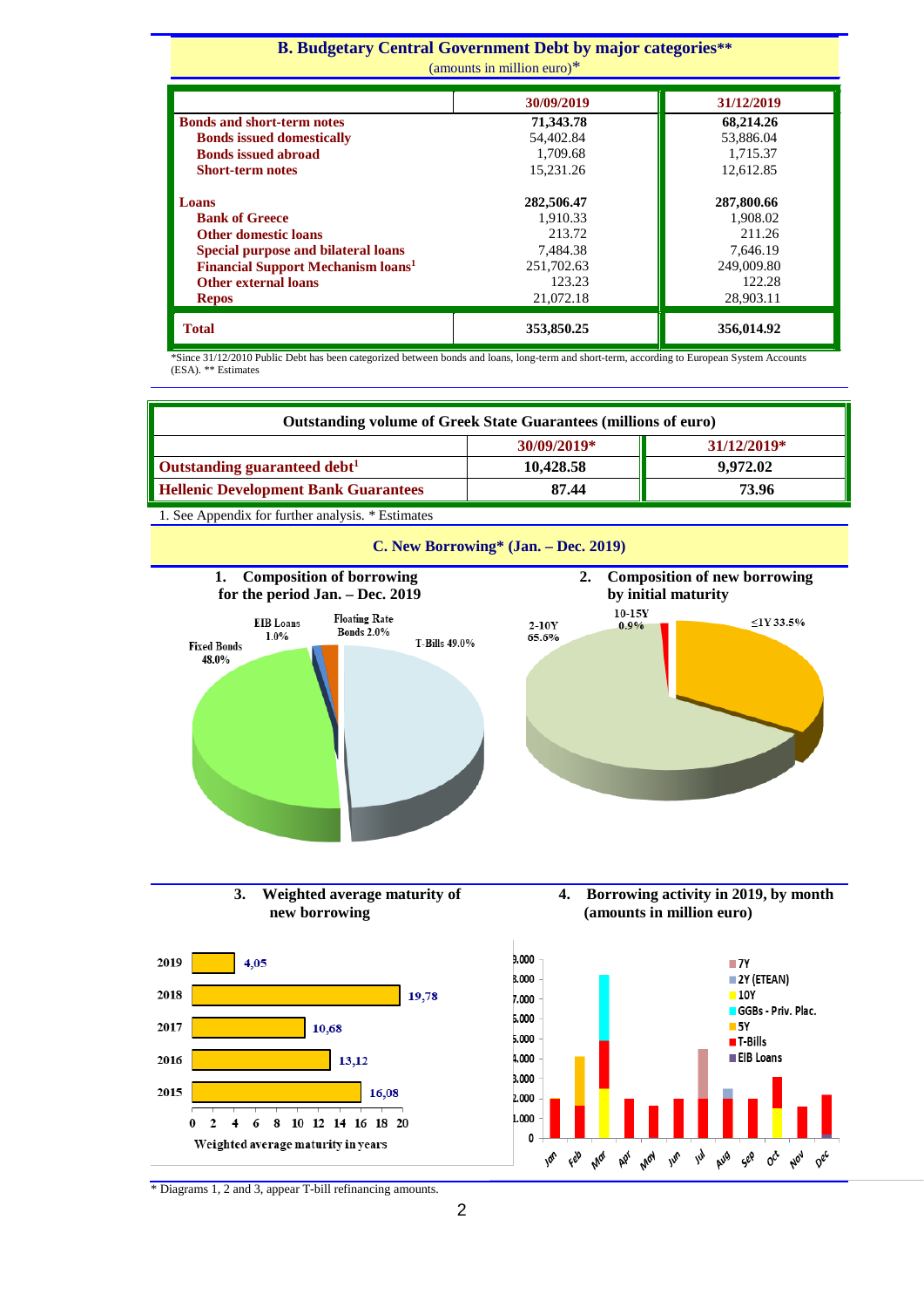## B. Budgetary Central Government Debt by major categories**

(amounts in million euro)*

| | 30/09/2019 | 31/12/2019 |
|---|---|---|
| **Bonds and short-term notes** | **71,343.78** | **68,214.26** |
| Bonds issued domestically | 54,402.84 | 53,886.04 |
| Bonds issued abroad | 1,709.68 | 1,715.37 |
| Short-term notes | 15,231.26 | 12,612.85 |
| **Loans** | **282,506.47** | **287,800.66** |
| Bank of Greece | 1,910.33 | 1,908.02 |
| Other domestic loans | 213.72 | 211.26 |
| Special purpose and bilateral loans | 7,484.38 | 7,646.19 |
| Financial Support Mechanism loans[1] | 251,702.63 | 249,009.80 |
| Other external loans | 123.23 | 122.28 |
| Repos | 21,072.18 | 28,903.11 |
| **Total** | **353,850.25** | **356,014.92** |

*Since 31/12/2010 Public Debt has been categorized between bonds and loans, long-term and short-term, according to European System Accounts (ESA). ** Estimates

| Outstanding volume of Greek State Guarantees (millions of euro) | | |
|---|---|---|
| | 30/09/2019* | 31/12/2019* |
| Outstanding guaranteed debt[1] | 10,428.58 | 9,972.02 |
| Hellenic Development Bank Guarantees | 87.44 | 73.96 |

1. See Appendix for further analysis. * Estimates

## C. New Borrowing* (Jan. – Dec. 2019)

**1. Composition of borrowing for the period Jan. – Dec. 2019**

T-Bills 49.0%, Fixed Bonds 48.0%, Floating Rate Bonds 2.0%, EIB Loans 1.0%

**2. Composition of new borrowing by initial maturity**

2-10Y 65.6%, ≤1Y 33.5%, 10-15Y 0.9%

**3. Weighted average maturity of new borrowing**

| Year | Weighted average maturity in years |
|---|---|
| 2019 | 4,05 |
| 2018 | 19,78 |
| 2017 | 10,68 |
| 2016 | 13,12 |
| 2015 | 16,08 |

**4. Borrowing activity in 2019, by month (amounts in million euro)**

Legend: 7Y, 2Y (ETEAN), 10Y, GGBs - Priv. Plac., 5Y, T-Bills, EIB Loans

Months: Jan, Feb, Mar, Apr, May, Jun, Jul, Aug, Sep, Oct, Nov, Dec

* Diagrams 1, 2 and 3, appear T-bill refinancing amounts.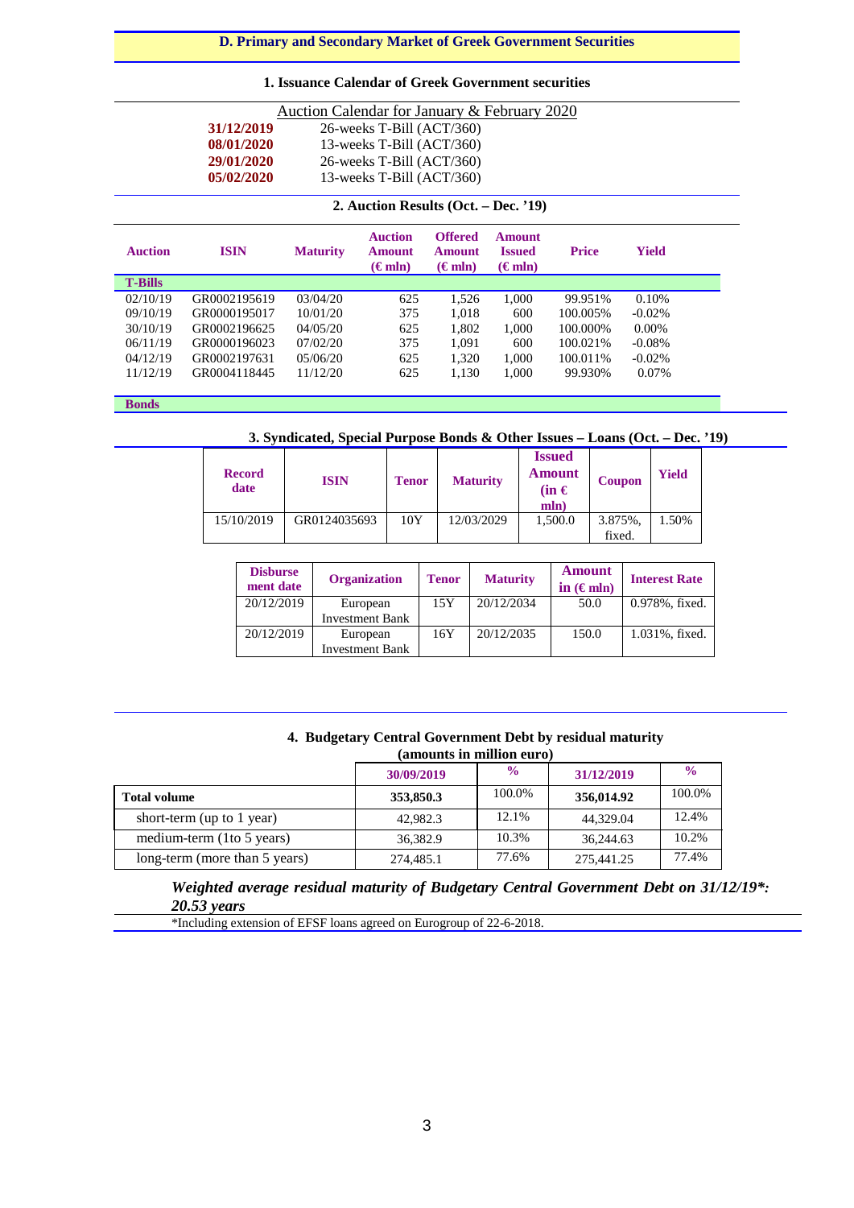## D. Primary and Secondary Market of Greek Government Securities

### 1. Issuance Calendar of Greek Government securities

Auction Calendar for January & February 2020

| | |
|---|---|
| **31/12/2019** | 26-weeks T-Bill (ACT/360) |
| **08/01/2020** | 13-weeks T-Bill (ACT/360) |
| **29/01/2020** | 26-weeks T-Bill (ACT/360) |
| **05/02/2020** | 13-weeks T-Bill (ACT/360) |

### 2. Auction Results (Oct. – Dec. '19)

| Auction | ISIN | Maturity | Auction Amount (€ mln) | Offered Amount (€ mln) | Amount Issued (€ mln) | Price | Yield |
|---|---|---|---|---|---|---|---|
| **T-Bills** | | | | | | | |
| 02/10/19 | GR0002195619 | 03/04/20 | 625 | 1,526 | 1,000 | 99.951% | 0.10% |
| 09/10/19 | GR0000195017 | 10/01/20 | 375 | 1,018 | 600 | 100.005% | -0.02% |
| 30/10/19 | GR0002196625 | 04/05/20 | 625 | 1,802 | 1,000 | 100.000% | 0.00% |
| 06/11/19 | GR0000196023 | 07/02/20 | 375 | 1,091 | 600 | 100.021% | -0.08% |
| 04/12/19 | GR0002197631 | 05/06/20 | 625 | 1,320 | 1,000 | 100.011% | -0.02% |
| 11/12/19 | GR0004118445 | 11/12/20 | 625 | 1,130 | 1,000 | 99.930% | 0.07% |
| **Bonds** | | | | | | | |

### 3. Syndicated, Special Purpose Bonds & Other Issues – Loans (Oct. – Dec. '19)

| Record date | ISIN | Tenor | Maturity | Issued Amount (in € mln) | Coupon | Yield |
|---|---|---|---|---|---|---|
| 15/10/2019 | GR0124035693 | 10Y | 12/03/2029 | 1,500.0 | 3.875%, fixed. | 1.50% |

| Disbursement date | Organization | Tenor | Maturity | Amount in (€ mln) | Interest Rate |
|---|---|---|---|---|---|
| 20/12/2019 | European Investment Bank | 15Y | 20/12/2034 | 50.0 | 0.978%, fixed. |
| 20/12/2019 | European Investment Bank | 16Y | 20/12/2035 | 150.0 | 1.031%, fixed. |

### 4. Budgetary Central Government Debt by residual maturity

(amounts in million euro)

| | 30/09/2019 | % | 31/12/2019 | % |
|---|---|---|---|---|
| **Total volume** | **353,850.3** | 100.0% | **356,014.92** | 100.0% |
| short-term (up to 1 year) | 42,982.3 | 12.1% | 44,329.04 | 12.4% |
| medium-term (1to 5 years) | 36,382.9 | 10.3% | 36,244.63 | 10.2% |
| long-term (more than 5 years) | 274,485.1 | 77.6% | 275,441.25 | 77.4% |

***Weighted average residual maturity of Budgetary Central Government Debt on 31/12/19\*: 20.53 years***

*Including extension of EFSF loans agreed on Eurogroup of 22-6-2018.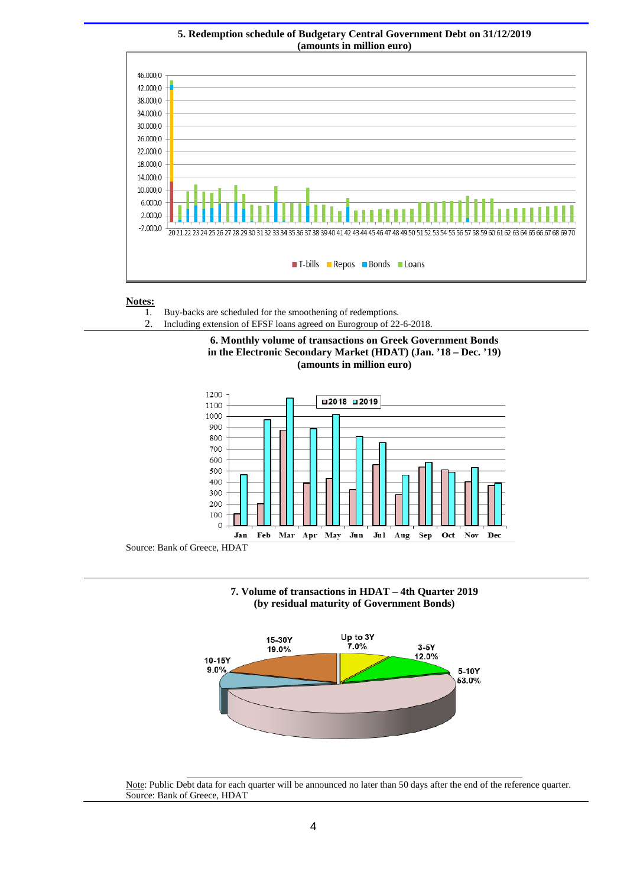**5. Redemption schedule of Budgetary Central Government Debt on 31/12/2019**
**(amounts in million euro)**

**Notes:**

1. Buy-backs are scheduled for the smoothening of redemptions.
2. Including extension of EFSF loans agreed on Eurogroup of 22-6-2018.

**6. Monthly volume of transactions on Greek Government Bonds in the Electronic Secondary Market (HDAT) (Jan. '18 – Dec. '19)**
**(amounts in million euro)**

Source: Bank of Greece, HDAT

**7. Volume of transactions in HDAT – 4th Quarter 2019**
**(by residual maturity of Government Bonds)**

Note: Public Debt data for each quarter will be announced no later than 50 days after the end of the reference quarter.
Source: Bank of Greece, HDAT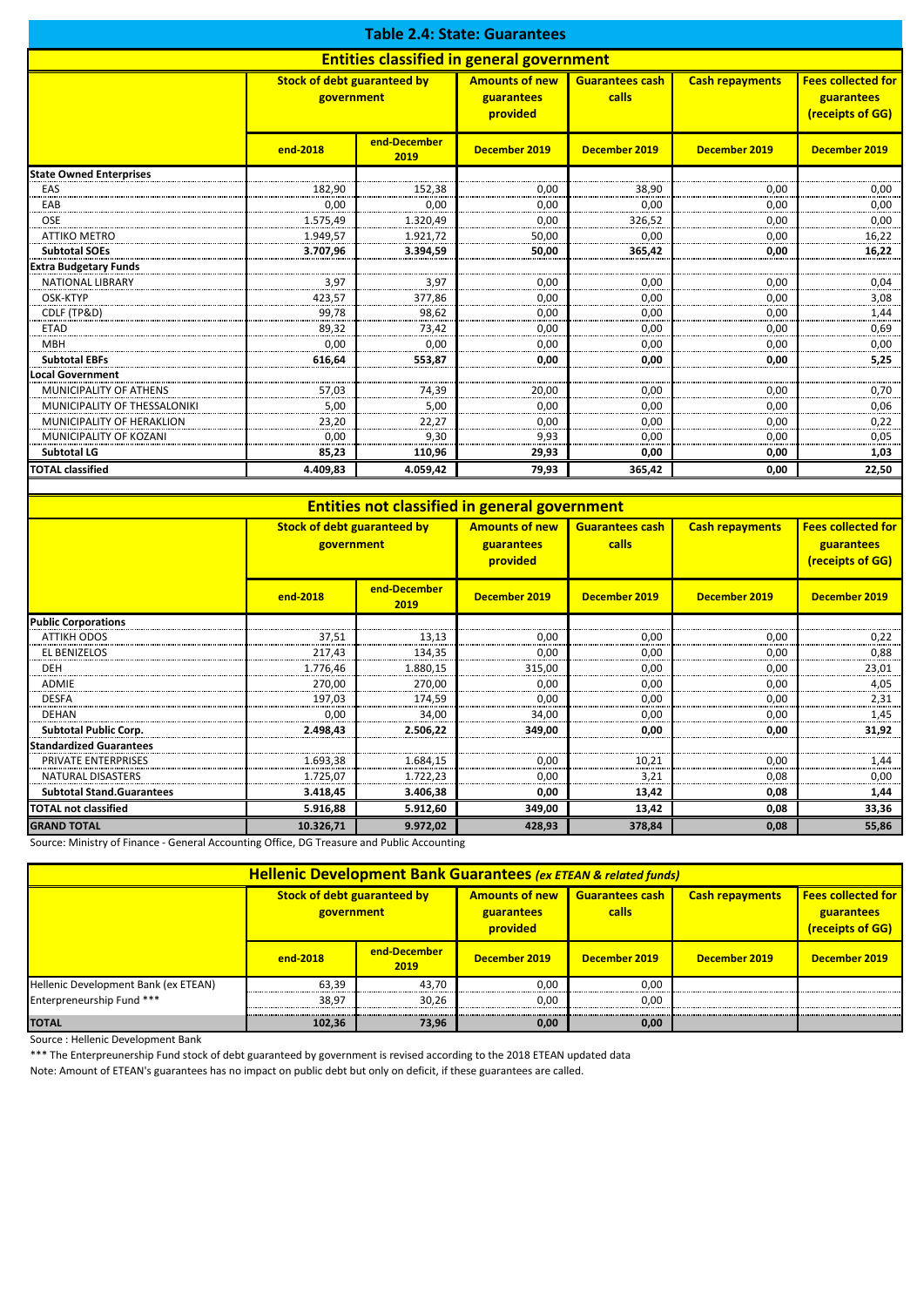## Table 2.4: State: Guarantees

### Entities classified in general government

| | Stock of debt guaranteed by government | | Amounts of new guarantees provided | Guarantees cash calls | Cash repayments | Fees collected for guarantees (receipts of GG) |
|---|---|---|---|---|---|---|
| | end-2018 | end-December 2019 | December 2019 | December 2019 | December 2019 | December 2019 |
| **State Owned Enterprises** | | | | | | |
| EAS | 182,90 | 152,38 | 0,00 | 38,90 | 0,00 | 0,00 |
| EAB | 0,00 | 0,00 | 0,00 | 0,00 | 0,00 | 0,00 |
| OSE | 1.575,49 | 1.320,49 | 0,00 | 326,52 | 0,00 | 0,00 |
| ATTIKO METRO | 1.949,57 | 1.921,72 | 50,00 | 0,00 | 0,00 | 16,22 |
| **Subtotal SOEs** | **3.707,96** | **3.394,59** | **50,00** | **365,42** | **0,00** | **16,22** |
| **Extra Budgetary Funds** | | | | | | |
| NATIONAL LIBRARY | 3,97 | 3,97 | 0,00 | 0,00 | 0,00 | 0,04 |
| OSK-KTYP | 423,57 | 377,86 | 0,00 | 0,00 | 0,00 | 3,08 |
| CDLF (TP&D) | 99,78 | 98,62 | 0,00 | 0,00 | 0,00 | 1,44 |
| ETAD | 89,32 | 73,42 | 0,00 | 0,00 | 0,00 | 0,69 |
| MBH | 0,00 | 0,00 | 0,00 | 0,00 | 0,00 | 0,00 |
| **Subtotal EBFs** | **616,64** | **553,87** | **0,00** | **0,00** | **0,00** | **5,25** |
| **Local Government** | | | | | | |
| MUNICIPALITY OF ATHENS | 57,03 | 74,39 | 20,00 | 0,00 | 0,00 | 0,70 |
| MUNICIPALITY OF THESSALONIKI | 5,00 | 5,00 | 0,00 | 0,00 | 0,00 | 0,06 |
| MUNICIPALITY OF HERAKLION | 23,20 | 22,27 | 0,00 | 0,00 | 0,00 | 0,22 |
| MUNICIPALITY OF KOZANI | 0,00 | 9,30 | 9,93 | 0,00 | 0,00 | 0,05 |
| **Subtotal LG** | **85,23** | **110,96** | **29,93** | **0,00** | **0,00** | **1,03** |
| **TOTAL classified** | **4.409,83** | **4.059,42** | **79,93** | **365,42** | **0,00** | **22,50** |

### Entities not classified in general government

| | Stock of debt guaranteed by government | | Amounts of new guarantees provided | Guarantees cash calls | Cash repayments | Fees collected for guarantees (receipts of GG) |
|---|---|---|---|---|---|---|
| | end-2018 | end-December 2019 | December 2019 | December 2019 | December 2019 | December 2019 |
| **Public Corporations** | | | | | | |
| ATTIKH ODOS | 37,51 | 13,13 | 0,00 | 0,00 | 0,00 | 0,22 |
| EL BENIZELOS | 217,43 | 134,35 | 0,00 | 0,00 | 0,00 | 0,88 |
| DEH | 1.776,46 | 1.880,15 | 315,00 | 0,00 | 0,00 | 23,01 |
| ADMIE | 270,00 | 270,00 | 0,00 | 0,00 | 0,00 | 4,05 |
| DESFA | 197,03 | 174,59 | 0,00 | 0,00 | 0,00 | 2,31 |
| DEHAN | 0,00 | 34,00 | 34,00 | 0,00 | 0,00 | 1,45 |
| **Subtotal Public Corp.** | **2.498,43** | **2.506,22** | **349,00** | **0,00** | **0,00** | **31,92** |
| **Standardized Guarantees** | | | | | | |
| PRIVATE ENTERPRISES | 1.693,38 | 1.684,15 | 0,00 | 10,21 | 0,00 | 1,44 |
| NATURAL DISASTERS | 1.725,07 | 1.722,23 | 0,00 | 3,21 | 0,08 | 0,00 |
| **Subtotal Stand.Guarantees** | **3.418,45** | **3.406,38** | **0,00** | **13,42** | **0,08** | **1,44** |
| **TOTAL not classified** | **5.916,88** | **5.912,60** | **349,00** | **13,42** | **0,08** | **33,36** |
| **GRAND TOTAL** | **10.326,71** | **9.972,02** | **428,93** | **378,84** | **0,08** | **55,86** |

Source: Ministry of Finance - General Accounting Office, DG Treasure and Public Accounting

### Hellenic Development Bank Guarantees *(ex ETEAN & related funds)*

| | Stock of debt guaranteed by government | | Amounts of new guarantees provided | Guarantees cash calls | Cash repayments | Fees collected for guarantees (receipts of GG) |
|---|---|---|---|---|---|---|
| | end-2018 | end-December 2019 | December 2019 | December 2019 | December 2019 | December 2019 |
| Hellenic Development Bank (ex ETEAN) | 63,39 | 43,70 | 0,00 | 0,00 | | |
| Enterpreneurship Fund *** | 38,97 | 30,26 | 0,00 | 0,00 | | |
| **TOTAL** | **102,36** | **73,96** | **0,00** | **0,00** | | |

Source : Hellenic Development Bank

*** The Enterpreunership Fund stock of debt guaranteed by government is revised according to the 2018 ETEAN updated data

Note: Amount of ETEAN's guarantees has no impact on public debt but only on deficit, if these guarantees are called.